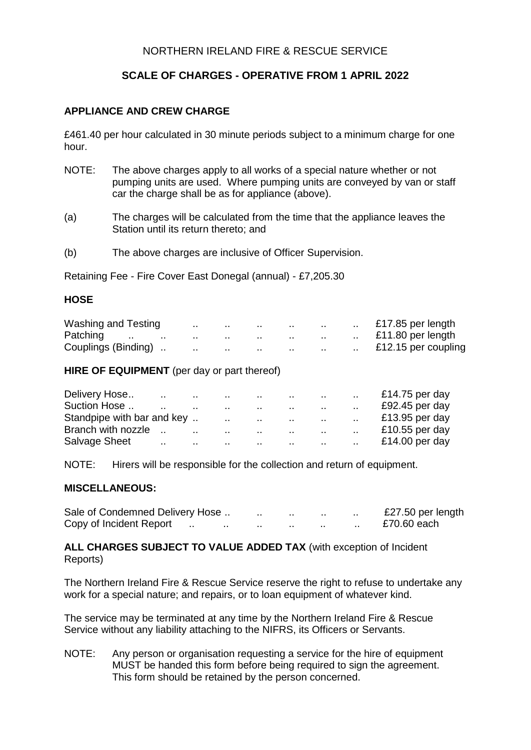NORTHERN IRELAND FIRE & RESCUE SERVICE

**SCALE OF CHARGES - OPERATIVE FROM 1 APRIL 2022**

**APPLIANCE AND CREW CHARGE**

£461.40 per hour calculated in 30 minute periods subject to a minimum charge for one hour.

NOTE: The above charges apply to all works of a special nature whether or not pumping units are used. Where pumping units are conveyed by van or staff car the charge shall be as for appliance (above).

(a) The charges will be calculated from the time that the appliance leaves the Station until its return thereto; and

(b) The above charges are inclusive of Officer Supervision.

Retaining Fee - Fire Cover East Donegal (annual) - £7,205.30

**HOSE**

| | |
|---|---|
| Washing and Testing | £17.85 per length |
| Patching | £11.80 per length |
| Couplings (Binding) | £12.15 per coupling |

**HIRE OF EQUIPMENT** (per day or part thereof)

| | |
|---|---|
| Delivery Hose | £14.75 per day |
| Suction Hose | £92.45 per day |
| Standpipe with bar and key | £13.95 per day |
| Branch with nozzle | £10.55 per day |
| Salvage Sheet | £14.00 per day |

NOTE: Hirers will be responsible for the collection and return of equipment.

**MISCELLANEOUS:**

| | |
|---|---|
| Sale of Condemned Delivery Hose | £27.50 per length |
| Copy of Incident Report | £70.60 each |

**ALL CHARGES SUBJECT TO VALUE ADDED TAX** (with exception of Incident Reports)

The Northern Ireland Fire & Rescue Service reserve the right to refuse to undertake any work for a special nature; and repairs, or to loan equipment of whatever kind.

The service may be terminated at any time by the Northern Ireland Fire & Rescue Service without any liability attaching to the NIFRS, its Officers or Servants.

NOTE: Any person or organisation requesting a service for the hire of equipment MUST be handed this form before being required to sign the agreement. This form should be retained by the person concerned.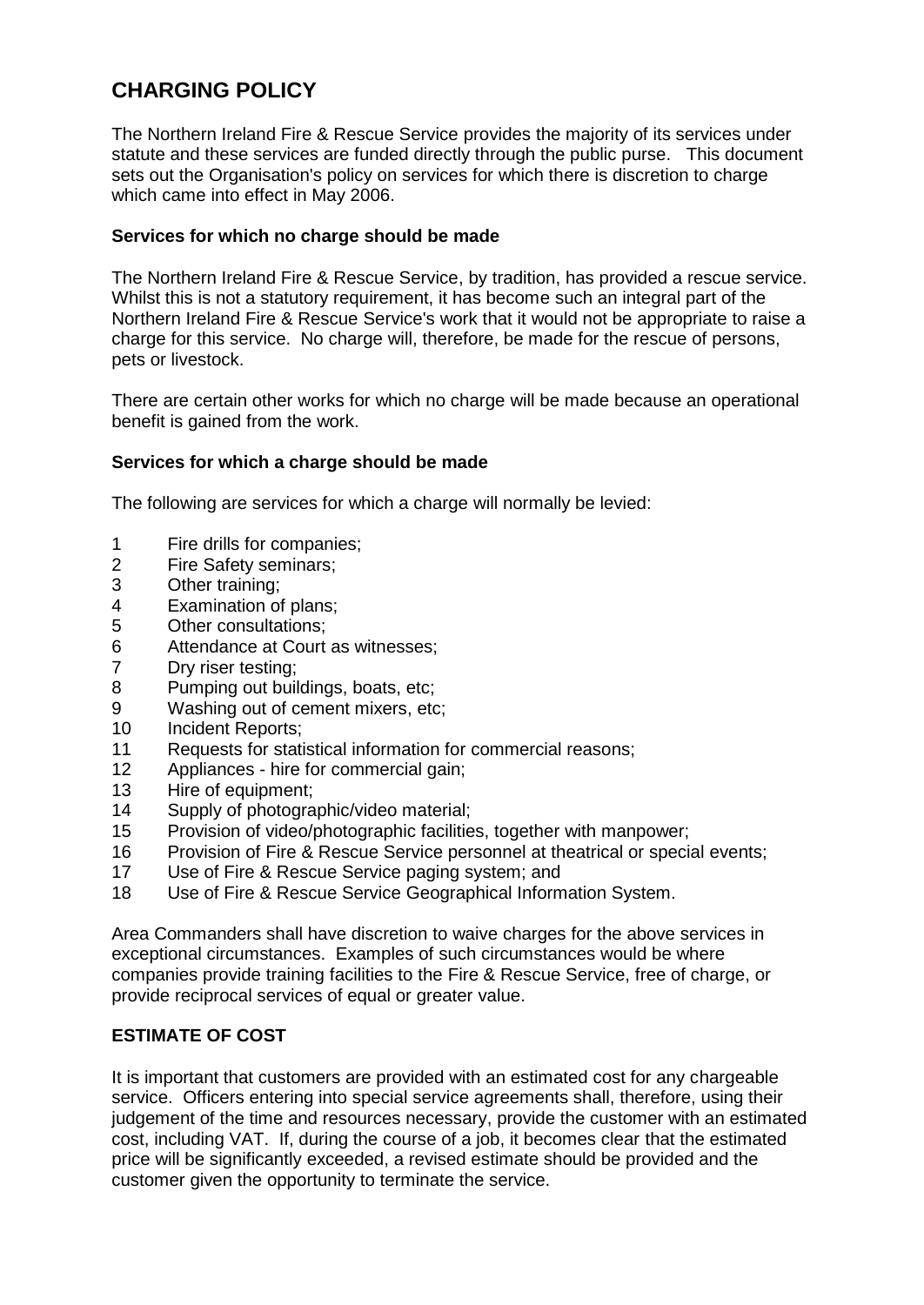# CHARGING POLICY

The Northern Ireland Fire & Rescue Service provides the majority of its services under statute and these services are funded directly through the public purse. This document sets out the Organisation's policy on services for which there is discretion to charge which came into effect in May 2006.

**Services for which no charge should be made**

The Northern Ireland Fire & Rescue Service, by tradition, has provided a rescue service. Whilst this is not a statutory requirement, it has become such an integral part of the Northern Ireland Fire & Rescue Service's work that it would not be appropriate to raise a charge for this service. No charge will, therefore, be made for the rescue of persons, pets or livestock.

There are certain other works for which no charge will be made because an operational benefit is gained from the work.

**Services for which a charge should be made**

The following are services for which a charge will normally be levied:

1. Fire drills for companies;
2. Fire Safety seminars;
3. Other training;
4. Examination of plans;
5. Other consultations;
6. Attendance at Court as witnesses;
7. Dry riser testing;
8. Pumping out buildings, boats, etc;
9. Washing out of cement mixers, etc;
10. Incident Reports;
11. Requests for statistical information for commercial reasons;
12. Appliances - hire for commercial gain;
13. Hire of equipment;
14. Supply of photographic/video material;
15. Provision of video/photographic facilities, together with manpower;
16. Provision of Fire & Rescue Service personnel at theatrical or special events;
17. Use of Fire & Rescue Service paging system; and
18. Use of Fire & Rescue Service Geographical Information System.

Area Commanders shall have discretion to waive charges for the above services in exceptional circumstances. Examples of such circumstances would be where companies provide training facilities to the Fire & Rescue Service, free of charge, or provide reciprocal services of equal or greater value.

**ESTIMATE OF COST**

It is important that customers are provided with an estimated cost for any chargeable service. Officers entering into special service agreements shall, therefore, using their judgement of the time and resources necessary, provide the customer with an estimated cost, including VAT. If, during the course of a job, it becomes clear that the estimated price will be significantly exceeded, a revised estimate should be provided and the customer given the opportunity to terminate the service.